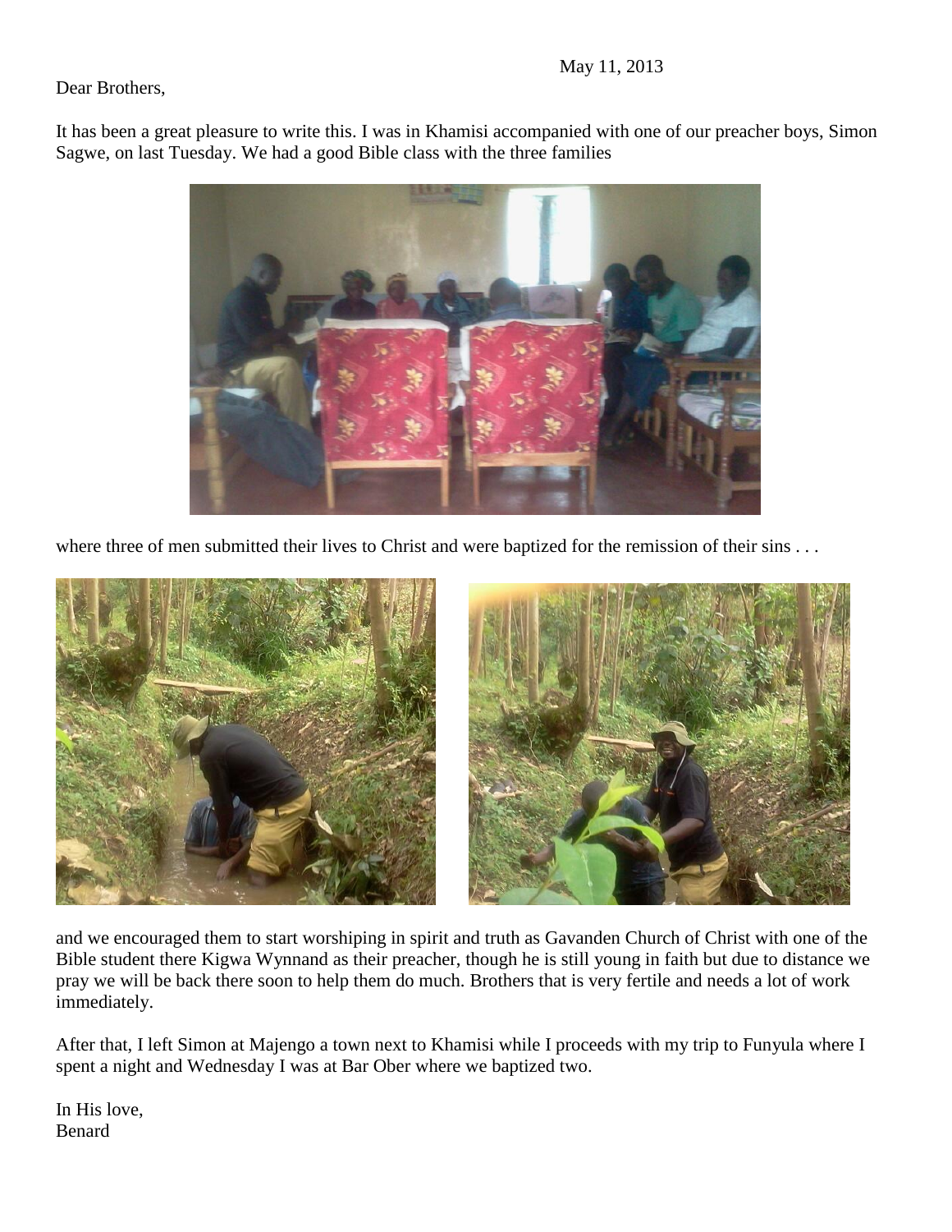May 11, 2013

Dear Brothers,

It has been a great pleasure to write this. I was in Khamisi accompanied with one of our preacher boys, Simon Sagwe, on last Tuesday. We had a good Bible class with the three families

where three of men submitted their lives to Christ and were baptized for the remission of their sins . . .

and we encouraged them to start worshiping in spirit and truth as Gavanden Church of Christ with one of the Bible student there Kigwa Wynnand as their preacher, though he is still young in faith but due to distance we pray we will be back there soon to help them do much. Brothers that is very fertile and needs a lot of work immediately.

After that, I left Simon at Majengo a town next to Khamisi while I proceeds with my trip to Funyula where I spent a night and Wednesday I was at Bar Ober where we baptized two.

In His love,  
Benard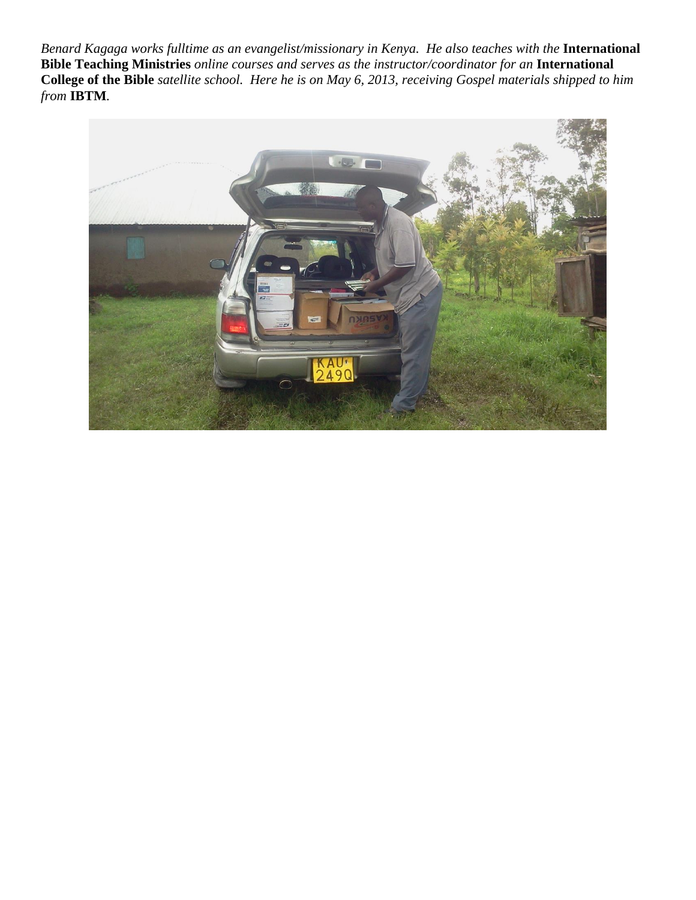*Benard Kagaga works fulltime as an evangelist/missionary in Kenya. He also teaches with the* **International Bible Teaching Ministries** *online courses and serves as the instructor/coordinator for an* **International College of the Bible** *satellite school. Here he is on May 6, 2013, receiving Gospel materials shipped to him from* **IBTM**.